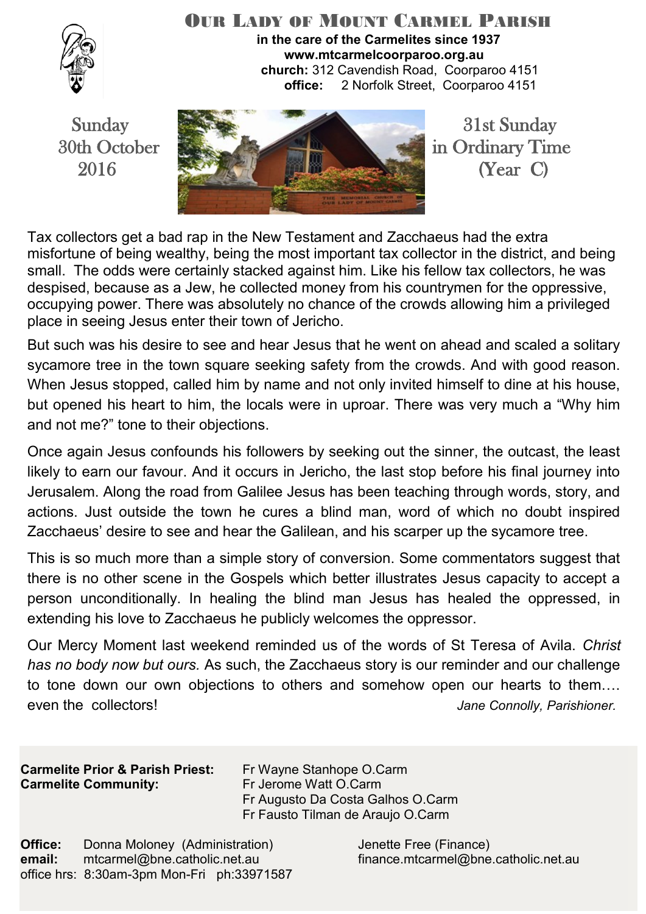# Our Lady of Mount Carmel Parish

**in the care of the Carmelites since 1937**
**www.mtcarmelcoorparoo.org.au**
**church:** 312 Cavendish Road, Coorparoo 4151
**office:** 2 Norfolk Street, Coorparoo 4151

Sunday 30th October 2016

31st Sunday in Ordinary Time (Year C)

Tax collectors get a bad rap in the New Testament and Zacchaeus had the extra misfortune of being wealthy, being the most important tax collector in the district, and being small. The odds were certainly stacked against him. Like his fellow tax collectors, he was despised, because as a Jew, he collected money from his countrymen for the oppressive, occupying power. There was absolutely no chance of the crowds allowing him a privileged place in seeing Jesus enter their town of Jericho.

But such was his desire to see and hear Jesus that he went on ahead and scaled a solitary sycamore tree in the town square seeking safety from the crowds. And with good reason. When Jesus stopped, called him by name and not only invited himself to dine at his house, but opened his heart to him, the locals were in uproar. There was very much a "Why him and not me?" tone to their objections.

Once again Jesus confounds his followers by seeking out the sinner, the outcast, the least likely to earn our favour. And it occurs in Jericho, the last stop before his final journey into Jerusalem. Along the road from Galilee Jesus has been teaching through words, story, and actions. Just outside the town he cures a blind man, word of which no doubt inspired Zacchaeus' desire to see and hear the Galilean, and his scarper up the sycamore tree.

This is so much more than a simple story of conversion. Some commentators suggest that there is no other scene in the Gospels which better illustrates Jesus capacity to accept a person unconditionally. In healing the blind man Jesus has healed the oppressed, in extending his love to Zacchaeus he publicly welcomes the oppressor.

Our Mercy Moment last weekend reminded us of the words of St Teresa of Avila. *Christ has no body now but ours.* As such, the Zacchaeus story is our reminder and our challenge to tone down our own objections to others and somehow open our hearts to them…. even the collectors!

*Jane Connolly, Parishioner.*

**Carmelite Prior & Parish Priest:** Fr Wayne Stanhope O.Carm
**Carmelite Community:** Fr Jerome Watt O.Carm
Fr Augusto Da Costa Galhos O.Carm
Fr Fausto Tilman de Araujo O.Carm

**Office:** Donna Moloney (Administration) — Jenette Free (Finance)
**email:** mtcarmel@bne.catholic.net.au — finance.mtcarmel@bne.catholic.net.au
office hrs: 8:30am-3pm Mon-Fri ph:33971587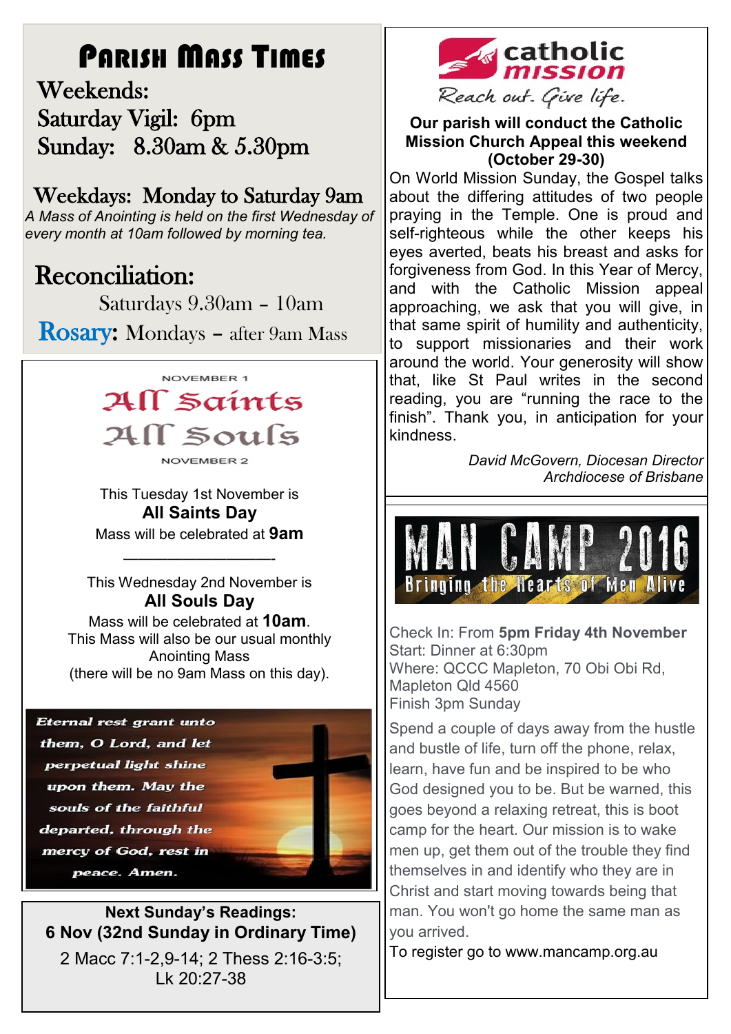# Parish Mass Times

**Weekends:**

**Saturday Vigil: 6pm**

**Sunday: 8.30am & 5.30pm**

**Weekdays: Monday to Saturday 9am**

*A Mass of Anointing is held on the first Wednesday of every month at 10am followed by morning tea.*

## Reconciliation:

Saturdays 9.30am – 10am

**Rosary:** Mondays – after 9am Mass

NOVEMBER 1

## All Saints

## All Souls

NOVEMBER 2

This Tuesday 1st November is

**All Saints Day**

Mass will be celebrated at **9am**

———————————

This Wednesday 2nd November is

**All Souls Day**

Mass will be celebrated at **10am**.
This Mass will also be our usual monthly Anointing Mass
(there will be no 9am Mass on this day).

*Eternal rest grant unto them, O Lord, and let perpetual light shine upon them. May the souls of the faithful departed, through the mercy of God, rest in peace. Amen.*

**Next Sunday's Readings:**

**6 Nov (32nd Sunday in Ordinary Time)**

2 Macc 7:1-2,9-14; 2 Thess 2:16-3:5; Lk 20:27-38

catholic mission

*Reach out. Give life.*

**Our parish will conduct the Catholic Mission Church Appeal this weekend (October 29-30)**

On World Mission Sunday, the Gospel talks about the differing attitudes of two people praying in the Temple. One is proud and self-righteous while the other keeps his eyes averted, beats his breast and asks for forgiveness from God. In this Year of Mercy, and with the Catholic Mission appeal approaching, we ask that you will give, in that same spirit of humility and authenticity, to support missionaries and their work around the world. Your generosity will show that, like St Paul writes in the second reading, you are "running the race to the finish". Thank you, in anticipation for your kindness.

*David McGovern, Diocesan Director*
*Archdiocese of Brisbane*

## MAN CAMP 2016

**Bringing the Hearts of Men Alive**

Check In: From **5pm Friday 4th November**
Start: Dinner at 6:30pm
Where: QCCC Mapleton, 70 Obi Obi Rd, Mapleton Qld 4560
Finish 3pm Sunday

Spend a couple of days away from the hustle and bustle of life, turn off the phone, relax, learn, have fun and be inspired to be who God designed you to be. But be warned, this goes beyond a relaxing retreat, this is boot camp for the heart. Our mission is to wake men up, get them out of the trouble they find themselves in and identify who they are in Christ and start moving towards being that man. You won't go home the same man as you arrived.

To register go to www.mancamp.org.au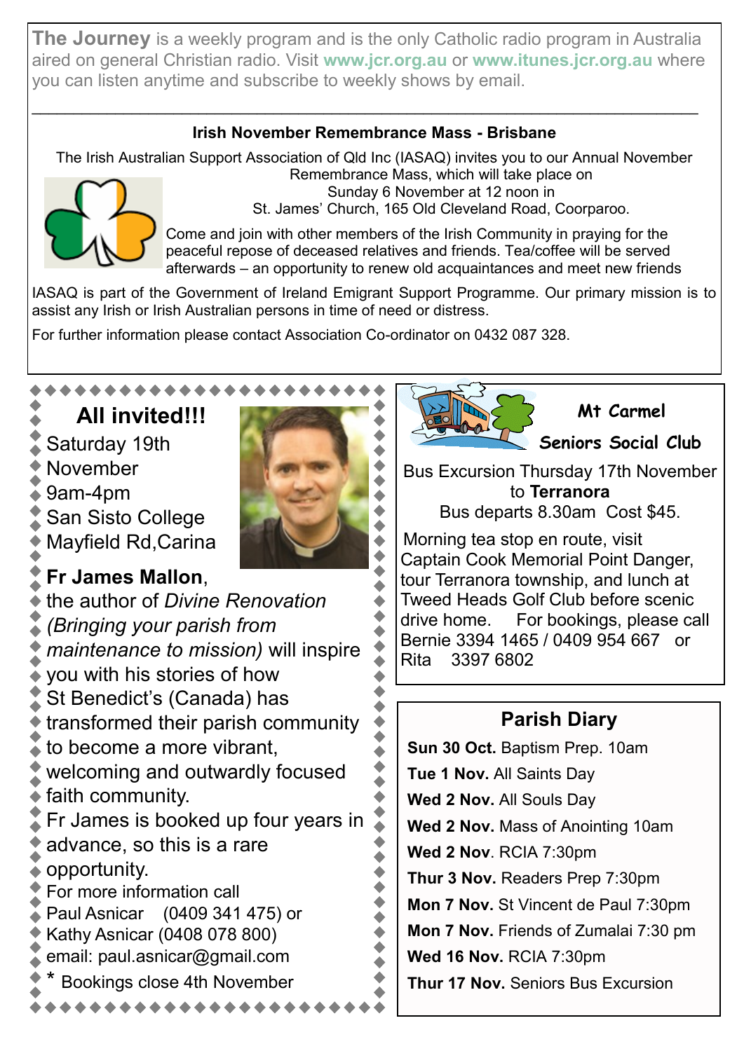**The Journey** is a weekly program and is the only Catholic radio program in Australia aired on general Christian radio. Visit **www.jcr.org.au** or **www.itunes.jcr.org.au** where you can listen anytime and subscribe to weekly shows by email.

---

### Irish November Remembrance Mass - Brisbane

The Irish Australian Support Association of Qld Inc (IASAQ) invites you to our Annual November Remembrance Mass, which will take place on Sunday 6 November at 12 noon in St. James' Church, 165 Old Cleveland Road, Coorparoo.

Come and join with other members of the Irish Community in praying for the peaceful repose of deceased relatives and friends. Tea/coffee will be served afterwards – an opportunity to renew old acquaintances and meet new friends

IASAQ is part of the Government of Ireland Emigrant Support Programme. Our primary mission is to assist any Irish or Irish Australian persons in time of need or distress.

For further information please contact Association Co-ordinator on 0432 087 328.

---

## All invited!!!

Saturday 19th November
9am-4pm
San Sisto College
Mayfield Rd,Carina

**Fr James Mallon**, the author of *Divine Renovation (Bringing your parish from maintenance to mission)* will inspire you with his stories of how St Benedict's (Canada) has transformed their parish community to become a more vibrant, welcoming and outwardly focused faith community.

Fr James is booked up four years in advance, so this is a rare opportunity.

For more information call
Paul Asnicar (0409 341 475) or
Kathy Asnicar (0408 078 800)
email: paul.asnicar@gmail.com

\* Bookings close 4th November

---

### Mt Carmel Seniors Social Club

Bus Excursion Thursday 17th November to **Terranora**
Bus departs 8.30am Cost $45.

Morning tea stop en route, visit Captain Cook Memorial Point Danger, tour Terranora township, and lunch at Tweed Heads Golf Club before scenic drive home. For bookings, please call Bernie 3394 1465 / 0409 954 667 or Rita 3397 6802

---

### Parish Diary

**Sun 30 Oct.** Baptism Prep. 10am
**Tue 1 Nov.** All Saints Day
**Wed 2 Nov.** All Souls Day
**Wed 2 Nov.** Mass of Anointing 10am
**Wed 2 Nov**. RCIA 7:30pm
**Thur 3 Nov.** Readers Prep 7:30pm
**Mon 7 Nov.** St Vincent de Paul 7:30pm
**Mon 7 Nov.** Friends of Zumalai 7:30 pm
**Wed 16 Nov.** RCIA 7:30pm
**Thur 17 Nov.** Seniors Bus Excursion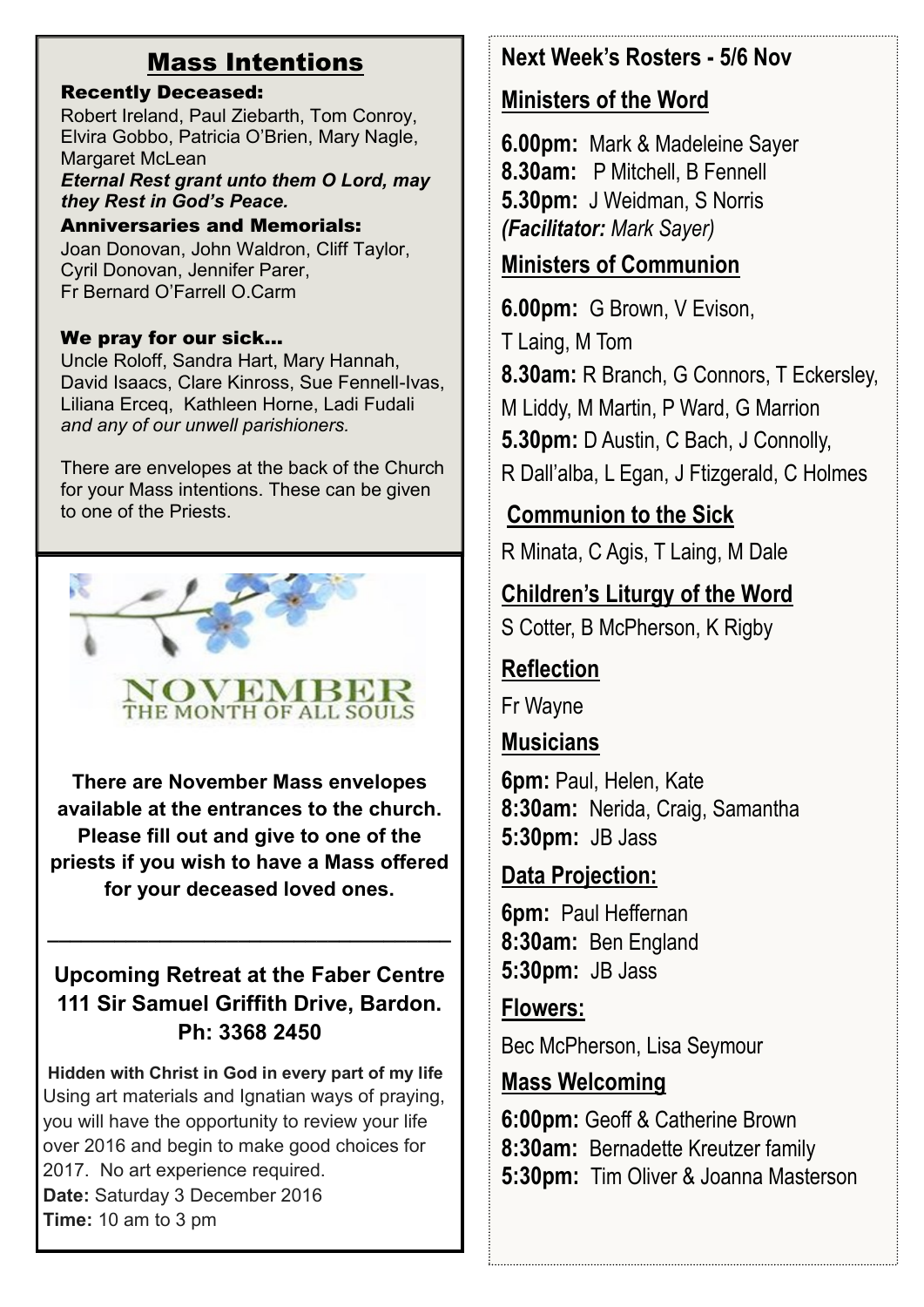## Mass Intentions

**Recently Deceased:**

Robert Ireland, Paul Ziebarth, Tom Conroy, Elvira Gobbo, Patricia O'Brien, Mary Nagle, Margaret McLean

***Eternal Rest grant unto them O Lord, may they Rest in God's Peace.***

**Anniversaries and Memorials:**

Joan Donovan, John Waldron, Cliff Taylor, Cyril Donovan, Jennifer Parer, Fr Bernard O'Farrell O.Carm

**We pray for our sick…**

Uncle Roloff, Sandra Hart, Mary Hannah, David Isaacs, Clare Kinross, Sue Fennell-Ivas, Liliana Erceq, Kathleen Horne, Ladi Fudali *and any of our unwell parishioners.*

There are envelopes at the back of the Church for your Mass intentions. These can be given to one of the Priests.

NOVEMBER
THE MONTH OF ALL SOULS

**There are November Mass envelopes available at the entrances to the church. Please fill out and give to one of the priests if you wish to have a Mass offered for your deceased loved ones.**

---

**Upcoming Retreat at the Faber Centre 111 Sir Samuel Griffith Drive, Bardon. Ph: 3368 2450**

**Hidden with Christ in God in every part of my life**
Using art materials and Ignatian ways of praying, you will have the opportunity to review your life over 2016 and begin to make good choices for 2017. No art experience required.
**Date:** Saturday 3 December 2016
**Time:** 10 am to 3 pm

## Next Week's Rosters - 5/6 Nov

### Ministers of the Word

**6.00pm:** Mark & Madeleine Sayer
**8.30am:** P Mitchell, B Fennell
**5.30pm:** J Weidman, S Norris
***(Facilitator:*** *Mark Sayer)*

### Ministers of Communion

**6.00pm:** G Brown, V Evison, T Laing, M Tom
**8.30am:** R Branch, G Connors, T Eckersley, M Liddy, M Martin, P Ward, G Marrion
**5.30pm:** D Austin, C Bach, J Connolly, R Dall'alba, L Egan, J Ftizgerald, C Holmes

### Communion to the Sick

R Minata, C Agis, T Laing, M Dale

### Children's Liturgy of the Word

S Cotter, B McPherson, K Rigby

### Reflection

Fr Wayne

### Musicians

**6pm:** Paul, Helen, Kate
**8:30am:** Nerida, Craig, Samantha
**5:30pm:** JB Jass

### Data Projection:

**6pm:** Paul Heffernan
**8:30am:** Ben England
**5:30pm:** JB Jass

### Flowers:

Bec McPherson, Lisa Seymour

### Mass Welcoming

**6:00pm:** Geoff & Catherine Brown
**8:30am:** Bernadette Kreutzer family
**5:30pm:** Tim Oliver & Joanna Masterson